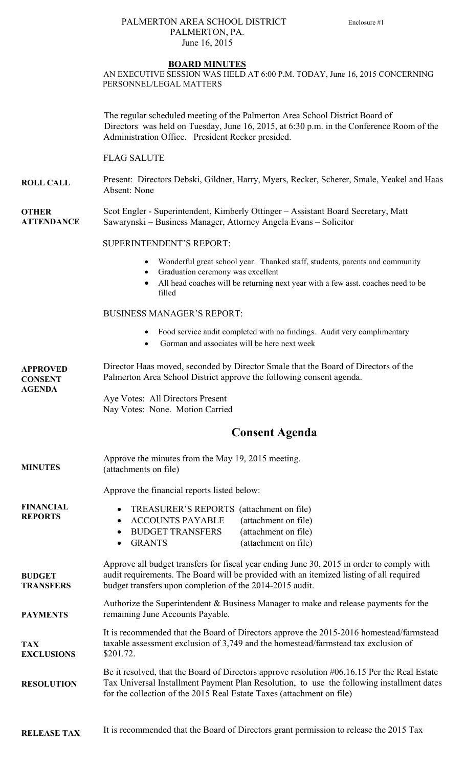PALMERTON AREA SCHOOL DISTRICT
PALMERTON, PA.
June 16, 2015

Enclosure #1

# BOARD MINUTES

AN EXECUTIVE SESSION WAS HELD AT 6:00 P.M. TODAY, June 16, 2015 CONCERNING PERSONNEL/LEGAL MATTERS

The regular scheduled meeting of the Palmerton Area School District Board of Directors was held on Tuesday, June 16, 2015, at 6:30 p.m. in the Conference Room of the Administration Office. President Recker presided.

FLAG SALUTE

**ROLL CALL**

Present: Directors Debski, Gildner, Harry, Myers, Recker, Scherer, Smale, Yeakel and Haas
Absent: None

**OTHER ATTENDANCE**

Scot Engler - Superintendent, Kimberly Ottinger – Assistant Board Secretary, Matt Sawarynski – Business Manager, Attorney Angela Evans – Solicitor

SUPERINTENDENT'S REPORT:

- Wonderful great school year. Thanked staff, students, parents and community
- Graduation ceremony was excellent
- All head coaches will be returning next year with a few asst. coaches need to be filled

BUSINESS MANAGER'S REPORT:

- Food service audit completed with no findings. Audit very complimentary
- Gorman and associates will be here next week

**APPROVED CONSENT AGENDA**

Director Haas moved, seconded by Director Smale that the Board of Directors of the Palmerton Area School District approve the following consent agenda.

Aye Votes: All Directors Present
Nay Votes: None. Motion Carried

## Consent Agenda

**MINUTES**

Approve the minutes from the May 19, 2015 meeting.
(attachments on file)

**FINANCIAL REPORTS**

Approve the financial reports listed below:

- TREASURER'S REPORTS (attachment on file)
- ACCOUNTS PAYABLE (attachment on file)
- BUDGET TRANSFERS (attachment on file)
- GRANTS (attachment on file)

**BUDGET TRANSFERS**

Approve all budget transfers for fiscal year ending June 30, 2015 in order to comply with audit requirements. The Board will be provided with an itemized listing of all required budget transfers upon completion of the 2014-2015 audit.

**PAYMENTS**

Authorize the Superintendent & Business Manager to make and release payments for the remaining June Accounts Payable.

**TAX EXCLUSIONS**

It is recommended that the Board of Directors approve the 2015-2016 homestead/farmstead taxable assessment exclusion of 3,749 and the homestead/farmstead tax exclusion of $201.72.

**RESOLUTION**

Be it resolved, that the Board of Directors approve resolution #06.16.15 Per the Real Estate Tax Universal Installment Payment Plan Resolution, to use the following installment dates for the collection of the 2015 Real Estate Taxes (attachment on file)

**RELEASE TAX**

It is recommended that the Board of Directors grant permission to release the 2015 Tax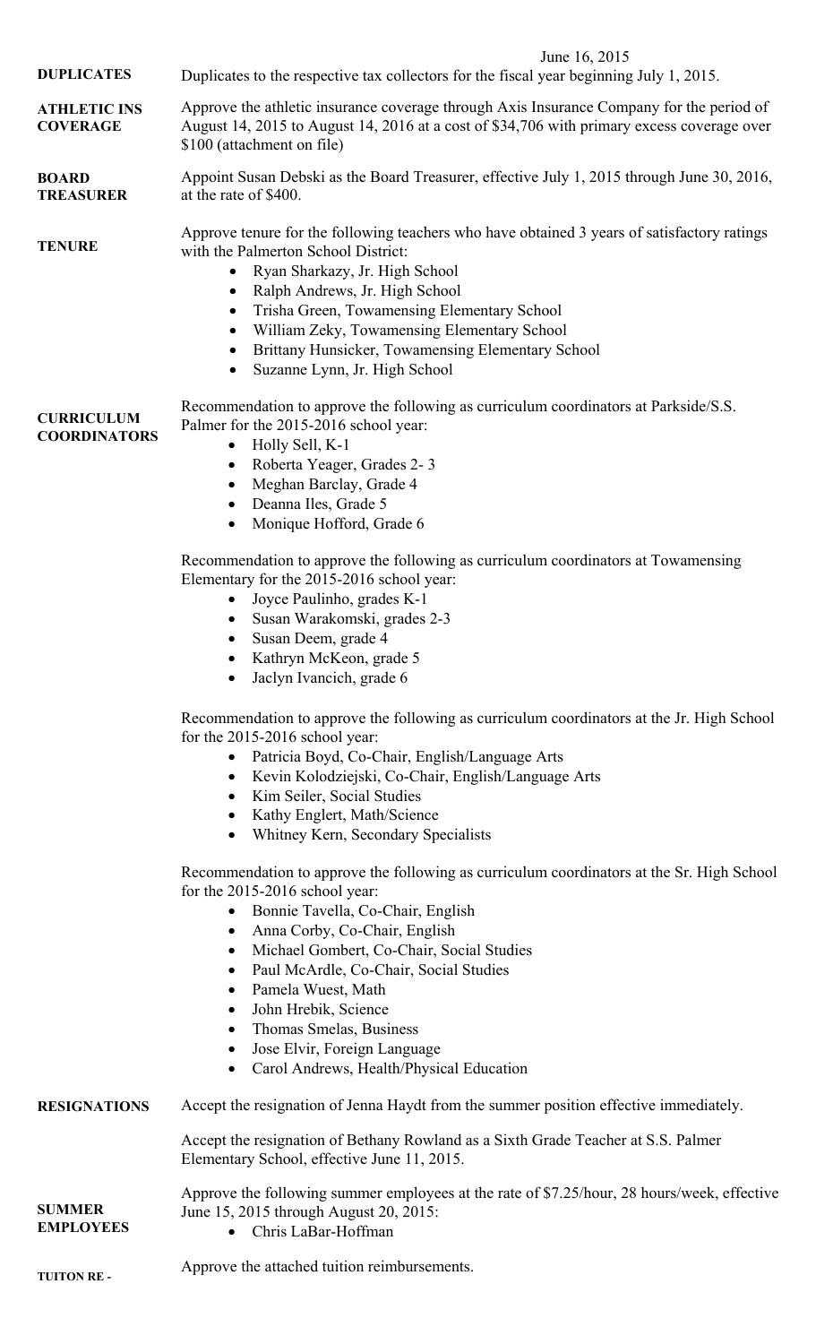June 16, 2015

**DUPLICATES** Duplicates to the respective tax collectors for the fiscal year beginning July 1, 2015.

**ATHLETIC INS COVERAGE** Approve the athletic insurance coverage through Axis Insurance Company for the period of August 14, 2015 to August 14, 2016 at a cost of $34,706 with primary excess coverage over $100 (attachment on file)

**BOARD TREASURER** Appoint Susan Debski as the Board Treasurer, effective July 1, 2015 through June 30, 2016, at the rate of $400.

**TENURE** Approve tenure for the following teachers who have obtained 3 years of satisfactory ratings with the Palmerton School District:

- Ryan Sharkazy, Jr. High School
- Ralph Andrews, Jr. High School
- Trisha Green, Towamensing Elementary School
- William Zeky, Towamensing Elementary School
- Brittany Hunsicker, Towamensing Elementary School
- Suzanne Lynn, Jr. High School

**CURRICULUM COORDINATORS** Recommendation to approve the following as curriculum coordinators at Parkside/S.S. Palmer for the 2015-2016 school year:

- Holly Sell, K-1
- Roberta Yeager, Grades 2- 3
- Meghan Barclay, Grade 4
- Deanna Iles, Grade 5
- Monique Hofford, Grade 6

Recommendation to approve the following as curriculum coordinators at Towamensing Elementary for the 2015-2016 school year:

- Joyce Paulinho, grades K-1
- Susan Warakomski, grades 2-3
- Susan Deem, grade 4
- Kathryn McKeon, grade 5
- Jaclyn Ivancich, grade 6

Recommendation to approve the following as curriculum coordinators at the Jr. High School for the 2015-2016 school year:

- Patricia Boyd, Co-Chair, English/Language Arts
- Kevin Kolodziejski, Co-Chair, English/Language Arts
- Kim Seiler, Social Studies
- Kathy Englert, Math/Science
- Whitney Kern, Secondary Specialists

Recommendation to approve the following as curriculum coordinators at the Sr. High School for the 2015-2016 school year:

- Bonnie Tavella, Co-Chair, English
- Anna Corby, Co-Chair, English
- Michael Gombert, Co-Chair, Social Studies
- Paul McArdle, Co-Chair, Social Studies
- Pamela Wuest, Math
- John Hrebik, Science
- Thomas Smelas, Business
- Jose Elvir, Foreign Language
- Carol Andrews, Health/Physical Education

**RESIGNATIONS** Accept the resignation of Jenna Haydt from the summer position effective immediately.

Accept the resignation of Bethany Rowland as a Sixth Grade Teacher at S.S. Palmer Elementary School, effective June 11, 2015.

**SUMMER EMPLOYEES** Approve the following summer employees at the rate of $7.25/hour, 28 hours/week, effective June 15, 2015 through August 20, 2015:

- Chris LaBar-Hoffman

**TUITON RE -** Approve the attached tuition reimbursements.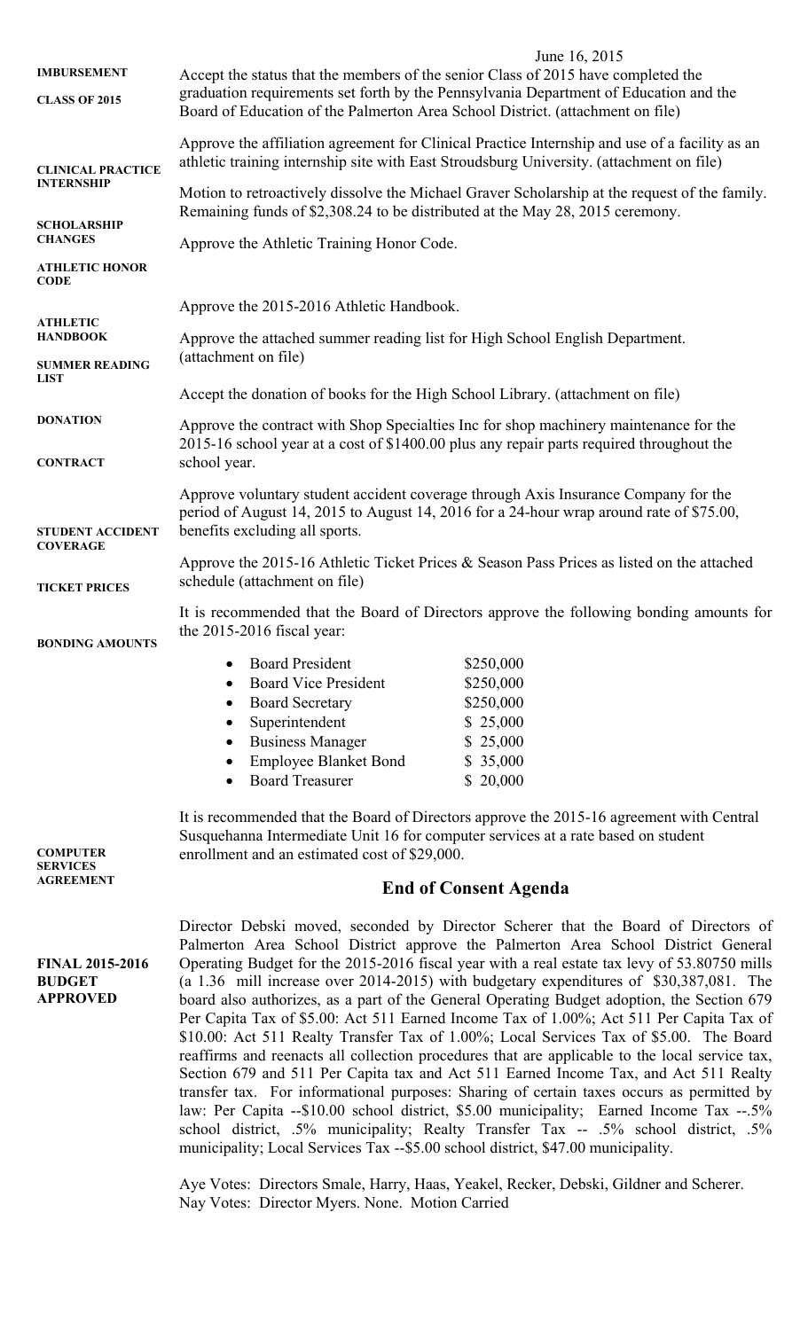June 16, 2015

**IMBURSEMENT**

**CLASS OF 2015**

Accept the status that the members of the senior Class of 2015 have completed the graduation requirements set forth by the Pennsylvania Department of Education and the Board of Education of the Palmerton Area School District. (attachment on file)

**CLINICAL PRACTICE INTERNSHIP**

Approve the affiliation agreement for Clinical Practice Internship and use of a facility as an athletic training internship site with East Stroudsburg University. (attachment on file)

**SCHOLARSHIP CHANGES**

Motion to retroactively dissolve the Michael Graver Scholarship at the request of the family. Remaining funds of $2,308.24 to be distributed at the May 28, 2015 ceremony.

**ATHLETIC HONOR CODE**

Approve the Athletic Training Honor Code.

**ATHLETIC HANDBOOK**

Approve the 2015-2016 Athletic Handbook.

**SUMMER READING LIST**

Approve the attached summer reading list for High School English Department. (attachment on file)

**DONATION**

Accept the donation of books for the High School Library. (attachment on file)

**CONTRACT**

Approve the contract with Shop Specialties Inc for shop machinery maintenance for the 2015-16 school year at a cost of $1400.00 plus any repair parts required throughout the school year.

**STUDENT ACCIDENT COVERAGE**

Approve voluntary student accident coverage through Axis Insurance Company for the period of August 14, 2015 to August 14, 2016 for a 24-hour wrap around rate of $75.00, benefits excluding all sports.

**TICKET PRICES**

Approve the 2015-16 Athletic Ticket Prices & Season Pass Prices as listed on the attached schedule (attachment on file)

**BONDING AMOUNTS**

It is recommended that the Board of Directors approve the following bonding amounts for the 2015-2016 fiscal year:

- Board President $250,000
- Board Vice President $250,000
- Board Secretary $250,000
- Superintendent $ 25,000
- Business Manager $ 25,000
- Employee Blanket Bond $ 35,000
- Board Treasurer $ 20,000

**COMPUTER SERVICES AGREEMENT**

It is recommended that the Board of Directors approve the 2015-16 agreement with Central Susquehanna Intermediate Unit 16 for computer services at a rate based on student enrollment and an estimated cost of $29,000.

## End of Consent Agenda

**FINAL 2015-2016 BUDGET APPROVED**

Director Debski moved, seconded by Director Scherer that the Board of Directors of Palmerton Area School District approve the Palmerton Area School District General Operating Budget for the 2015-2016 fiscal year with a real estate tax levy of 53.80750 mills (a 1.36 mill increase over 2014-2015) with budgetary expenditures of $30,387,081. The board also authorizes, as a part of the General Operating Budget adoption, the Section 679 Per Capita Tax of $5.00: Act 511 Earned Income Tax of 1.00%; Act 511 Per Capita Tax of $10.00: Act 511 Realty Transfer Tax of 1.00%; Local Services Tax of $5.00. The Board reaffirms and reenacts all collection procedures that are applicable to the local service tax, Section 679 and 511 Per Capita tax and Act 511 Earned Income Tax, and Act 511 Realty transfer tax. For informational purposes: Sharing of certain taxes occurs as permitted by law: Per Capita --$10.00 school district, $5.00 municipality; Earned Income Tax --.5% school district, .5% municipality; Realty Transfer Tax -- .5% school district, .5% municipality; Local Services Tax --$5.00 school district, $47.00 municipality.

Aye Votes: Directors Smale, Harry, Haas, Yeakel, Recker, Debski, Gildner and Scherer.
Nay Votes: Director Myers. None. Motion Carried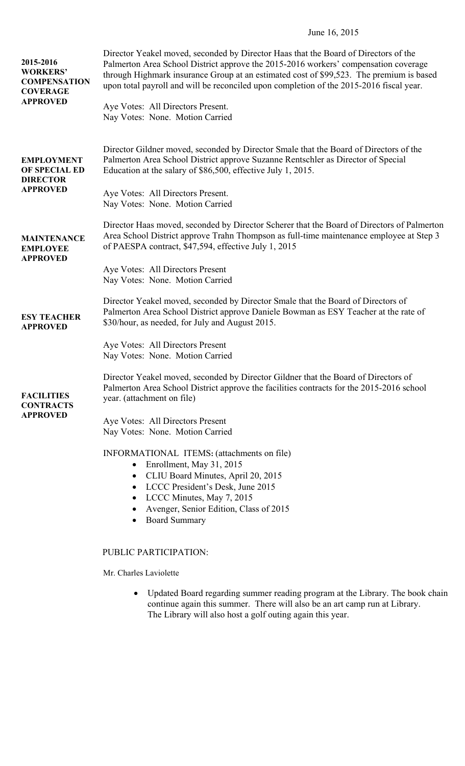June 16, 2015

**2015-2016 WORKERS' COMPENSATION COVERAGE APPROVED**

Director Yeakel moved, seconded by Director Haas that the Board of Directors of the Palmerton Area School District approve the 2015-2016 workers' compensation coverage through Highmark insurance Group at an estimated cost of $99,523. The premium is based upon total payroll and will be reconciled upon completion of the 2015-2016 fiscal year.

Aye Votes: All Directors Present.
Nay Votes: None. Motion Carried

**EMPLOYMENT OF SPECIAL ED DIRECTOR APPROVED**

Director Gildner moved, seconded by Director Smale that the Board of Directors of the Palmerton Area School District approve Suzanne Rentschler as Director of Special Education at the salary of $86,500, effective July 1, 2015.

Aye Votes: All Directors Present.
Nay Votes: None. Motion Carried

**MAINTENANCE EMPLOYEE APPROVED**

Director Haas moved, seconded by Director Scherer that the Board of Directors of Palmerton Area School District approve Trahn Thompson as full-time maintenance employee at Step 3 of PAESPA contract, $47,594, effective July 1, 2015

Aye Votes: All Directors Present
Nay Votes: None. Motion Carried

**ESY TEACHER APPROVED**

Director Yeakel moved, seconded by Director Smale that the Board of Directors of Palmerton Area School District approve Daniele Bowman as ESY Teacher at the rate of $30/hour, as needed, for July and August 2015.

Aye Votes: All Directors Present
Nay Votes: None. Motion Carried

**FACILITIES CONTRACTS APPROVED**

Director Yeakel moved, seconded by Director Gildner that the Board of Directors of Palmerton Area School District approve the facilities contracts for the 2015-2016 school year. (attachment on file)

Aye Votes: All Directors Present
Nay Votes: None. Motion Carried

INFORMATIONAL ITEMS: (attachments on file)

- Enrollment, May 31, 2015
- CLIU Board Minutes, April 20, 2015
- LCCC President's Desk, June 2015
- LCCC Minutes, May 7, 2015
- Avenger, Senior Edition, Class of 2015
- Board Summary

PUBLIC PARTICIPATION:

Mr. Charles Laviolette

- Updated Board regarding summer reading program at the Library. The book chain continue again this summer. There will also be an art camp run at Library. The Library will also host a golf outing again this year.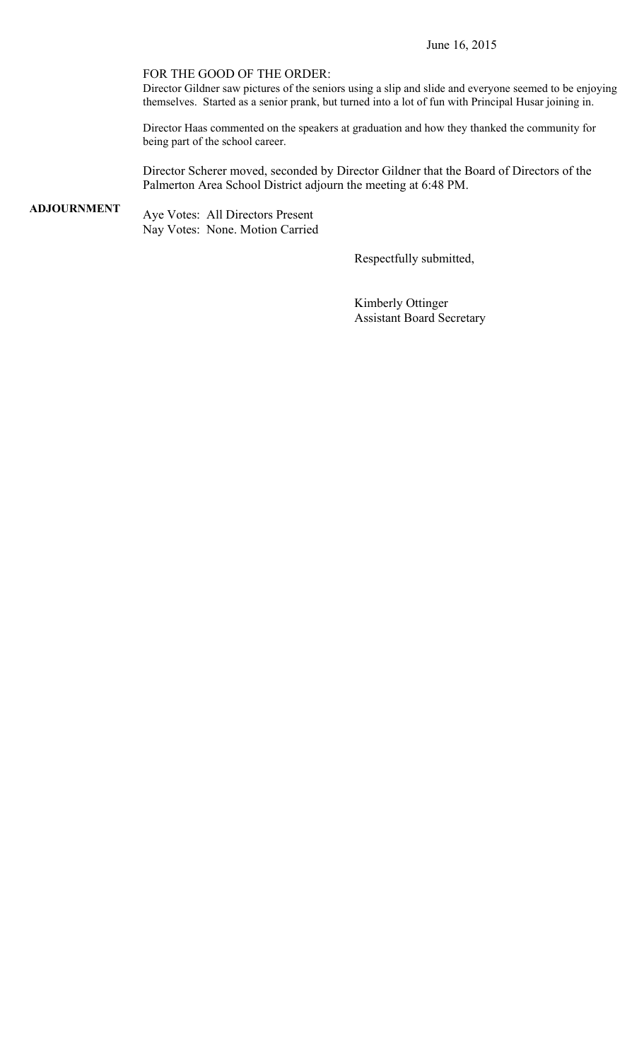June 16, 2015

FOR THE GOOD OF THE ORDER:

Director Gildner saw pictures of the seniors using a slip and slide and everyone seemed to be enjoying themselves. Started as a senior prank, but turned into a lot of fun with Principal Husar joining in.

Director Haas commented on the speakers at graduation and how they thanked the community for being part of the school career.

Director Scherer moved, seconded by Director Gildner that the Board of Directors of the Palmerton Area School District adjourn the meeting at 6:48 PM.

**ADJOURNMENT**

Aye Votes: All Directors Present
Nay Votes: None. Motion Carried

Respectfully submitted,

Kimberly Ottinger
Assistant Board Secretary